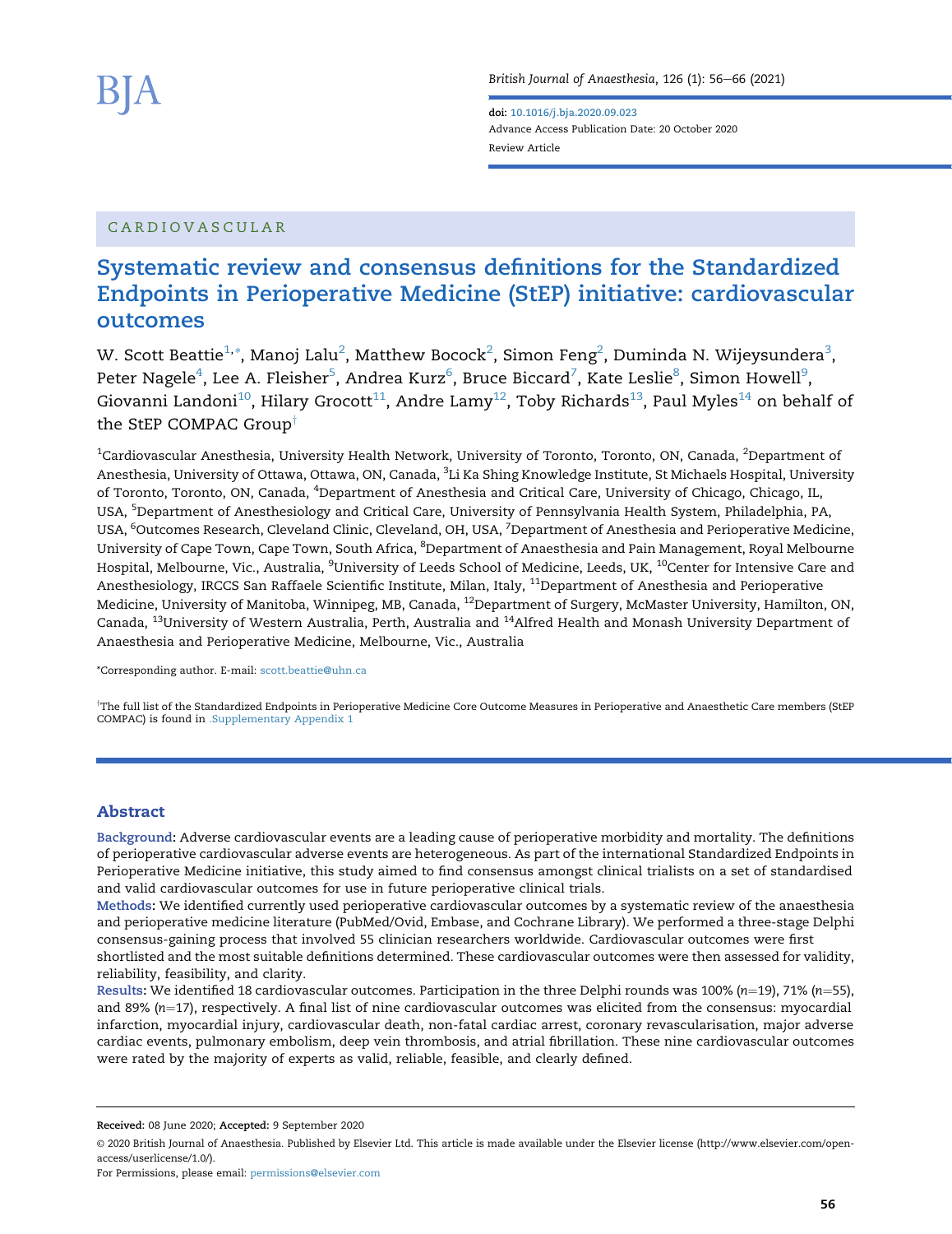CARDIOVASCULAR

# Systematic review and consensus definitions for the Standardized Endpoints in Perioperative Medicine (StEP) initiative: cardiovascular outcomes

W. Scott Beattie[1,*], Manoj Lalu[2], Matthew Bocock[2], Simon Feng[2], Duminda N. Wijeysundera[3], Peter Nagele[4], Lee A. Fleisher[5], Andrea Kurz[6], Bruce Biccard[7], Kate Leslie[8], Simon Howell[9], Giovanni Landoni[10], Hilary Grocott[11], Andre Lamy[12], Toby Richards[13], Paul Myles[14] on behalf of the StEP COMPAC Group[†]

[1]Cardiovascular Anesthesia, University Health Network, University of Toronto, Toronto, ON, Canada, [2]Department of Anesthesia, University of Ottawa, Ottawa, ON, Canada, [3]Li Ka Shing Knowledge Institute, St Michaels Hospital, University of Toronto, Toronto, ON, Canada, [4]Department of Anesthesia and Critical Care, University of Chicago, Chicago, IL, USA, [5]Department of Anesthesiology and Critical Care, University of Pennsylvania Health System, Philadelphia, PA, USA, [6]Outcomes Research, Cleveland Clinic, Cleveland, OH, USA, [7]Department of Anesthesia and Perioperative Medicine, University of Cape Town, Cape Town, South Africa, [8]Department of Anaesthesia and Pain Management, Royal Melbourne Hospital, Melbourne, Vic., Australia, [9]University of Leeds School of Medicine, Leeds, UK, [10]Center for Intensive Care and Anesthesiology, IRCCS San Raffaele Scientific Institute, Milan, Italy, [11]Department of Anesthesia and Perioperative Medicine, University of Manitoba, Winnipeg, MB, Canada, [12]Department of Surgery, McMaster University, Hamilton, ON, Canada, [13]University of Western Australia, Perth, Australia and [14]Alfred Health and Monash University Department of Anaesthesia and Perioperative Medicine, Melbourne, Vic., Australia

*Corresponding author. E-mail: scott.beattie@uhn.ca

[†]The full list of the Standardized Endpoints in Perioperative Medicine Core Outcome Measures in Perioperative and Anaesthetic Care members (StEP COMPAC) is found in .Supplementary Appendix 1

## Abstract

**Background:** Adverse cardiovascular events are a leading cause of perioperative morbidity and mortality. The definitions of perioperative cardiovascular adverse events are heterogeneous. As part of the international Standardized Endpoints in Perioperative Medicine initiative, this study aimed to find consensus amongst clinical trialists on a set of standardised and valid cardiovascular outcomes for use in future perioperative clinical trials.

**Methods:** We identified currently used perioperative cardiovascular outcomes by a systematic review of the anaesthesia and perioperative medicine literature (PubMed/Ovid, Embase, and Cochrane Library). We performed a three-stage Delphi consensus-gaining process that involved 55 clinician researchers worldwide. Cardiovascular outcomes were first shortlisted and the most suitable definitions determined. These cardiovascular outcomes were then assessed for validity, reliability, feasibility, and clarity.

**Results:** We identified 18 cardiovascular outcomes. Participation in the three Delphi rounds was 100% ($n$=19), 71% ($n$=55), and 89% ($n$=17), respectively. A final list of nine cardiovascular outcomes was elicited from the consensus: myocardial infarction, myocardial injury, cardiovascular death, non-fatal cardiac arrest, coronary revascularisation, major adverse cardiac events, pulmonary embolism, deep vein thrombosis, and atrial fibrillation. These nine cardiovascular outcomes were rated by the majority of experts as valid, reliable, feasible, and clearly defined.

**Received:** 08 June 2020; **Accepted:** 9 September 2020

© 2020 British Journal of Anaesthesia. Published by Elsevier Ltd. This article is made available under the Elsevier license (http://www.elsevier.com/open-access/userlicense/1.0/).

For Permissions, please email: permissions@elsevier.com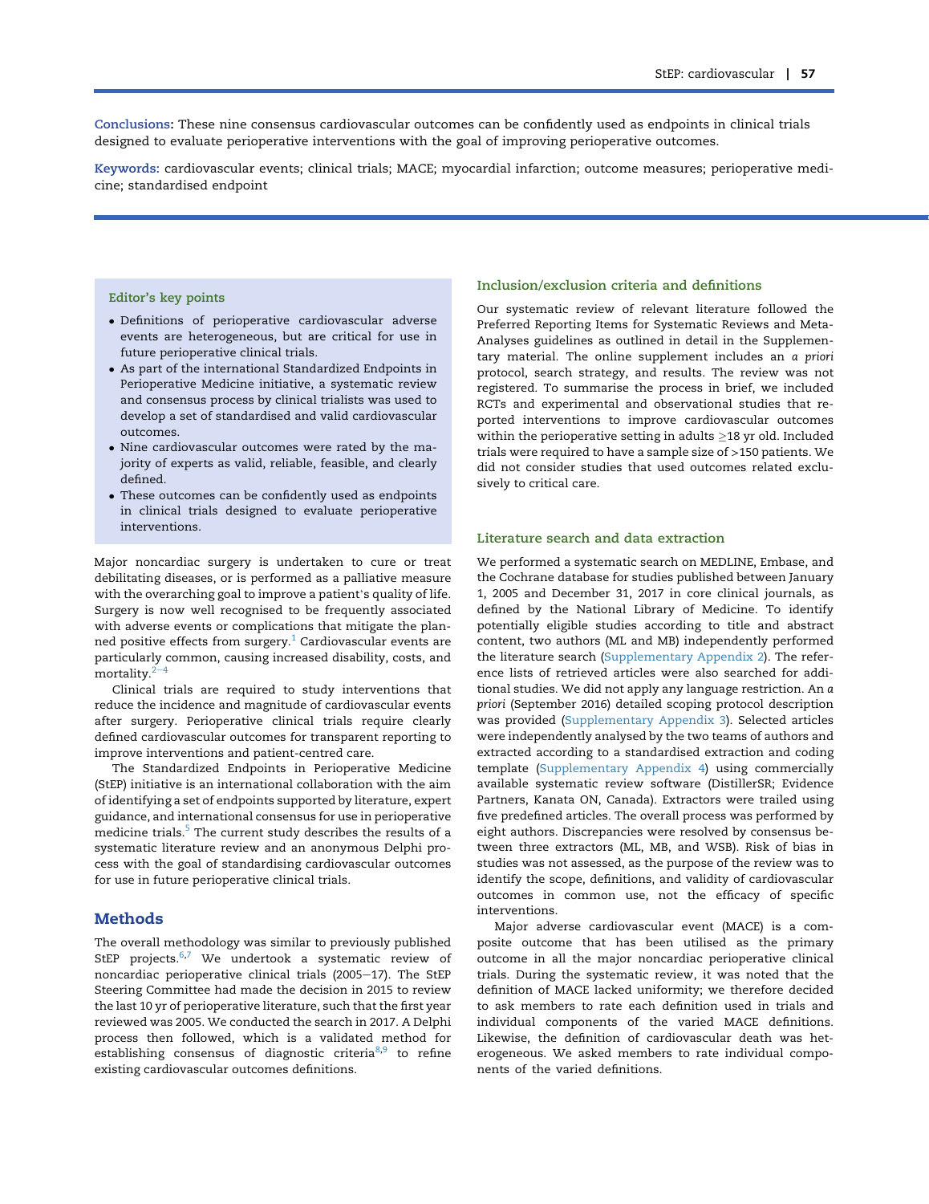**Conclusions:** These nine consensus cardiovascular outcomes can be confidently used as endpoints in clinical trials designed to evaluate perioperative interventions with the goal of improving perioperative outcomes.

**Keywords:** cardiovascular events; clinical trials; MACE; myocardial infarction; outcome measures; perioperative medicine; standardised endpoint

> **Editor's key points**
>
> - Definitions of perioperative cardiovascular adverse events are heterogeneous, but are critical for use in future perioperative clinical trials.
> - As part of the international Standardized Endpoints in Perioperative Medicine initiative, a systematic review and consensus process by clinical trialists was used to develop a set of standardised and valid cardiovascular outcomes.
> - Nine cardiovascular outcomes were rated by the majority of experts as valid, reliable, feasible, and clearly defined.
> - These outcomes can be confidently used as endpoints in clinical trials designed to evaluate perioperative interventions.

Major noncardiac surgery is undertaken to cure or treat debilitating diseases, or is performed as a palliative measure with the overarching goal to improve a patient's quality of life. Surgery is now well recognised to be frequently associated with adverse events or complications that mitigate the planned positive effects from surgery.[1] Cardiovascular events are particularly common, causing increased disability, costs, and mortality.[2–4]

Clinical trials are required to study interventions that reduce the incidence and magnitude of cardiovascular events after surgery. Perioperative clinical trials require clearly defined cardiovascular outcomes for transparent reporting to improve interventions and patient-centred care.

The Standardized Endpoints in Perioperative Medicine (StEP) initiative is an international collaboration with the aim of identifying a set of endpoints supported by literature, expert guidance, and international consensus for use in perioperative medicine trials.[5] The current study describes the results of a systematic literature review and an anonymous Delphi process with the goal of standardising cardiovascular outcomes for use in future perioperative clinical trials.

## Methods

The overall methodology was similar to previously published StEP projects.[6,7] We undertook a systematic review of noncardiac perioperative clinical trials (2005–17). The StEP Steering Committee had made the decision in 2015 to review the last 10 yr of perioperative literature, such that the first year reviewed was 2005. We conducted the search in 2017. A Delphi process then followed, which is a validated method for establishing consensus of diagnostic criteria[8,9] to refine existing cardiovascular outcomes definitions.

### Inclusion/exclusion criteria and definitions

Our systematic review of relevant literature followed the Preferred Reporting Items for Systematic Reviews and Meta-Analyses guidelines as outlined in detail in the Supplementary material. The online supplement includes an *a priori* protocol, search strategy, and results. The review was not registered. To summarise the process in brief, we included RCTs and experimental and observational studies that reported interventions to improve cardiovascular outcomes within the perioperative setting in adults ≥18 yr old. Included trials were required to have a sample size of >150 patients. We did not consider studies that used outcomes related exclusively to critical care.

### Literature search and data extraction

We performed a systematic search on MEDLINE, Embase, and the Cochrane database for studies published between January 1, 2005 and December 31, 2017 in core clinical journals, as defined by the National Library of Medicine. To identify potentially eligible studies according to title and abstract content, two authors (ML and MB) independently performed the literature search (Supplementary Appendix 2). The reference lists of retrieved articles were also searched for additional studies. We did not apply any language restriction. An *a priori* (September 2016) detailed scoping protocol description was provided (Supplementary Appendix 3). Selected articles were independently analysed by the two teams of authors and extracted according to a standardised extraction and coding template (Supplementary Appendix 4) using commercially available systematic review software (DistillerSR; Evidence Partners, Kanata ON, Canada). Extractors were trailed using five predefined articles. The overall process was performed by eight authors. Discrepancies were resolved by consensus between three extractors (ML, MB, and WSB). Risk of bias in studies was not assessed, as the purpose of the review was to identify the scope, definitions, and validity of cardiovascular outcomes in common use, not the efficacy of specific interventions.

Major adverse cardiovascular event (MACE) is a composite outcome that has been utilised as the primary outcome in all the major noncardiac perioperative clinical trials. During the systematic review, it was noted that the definition of MACE lacked uniformity; we therefore decided to ask members to rate each definition used in trials and individual components of the varied MACE definitions. Likewise, the definition of cardiovascular death was heterogeneous. We asked members to rate individual components of the varied definitions.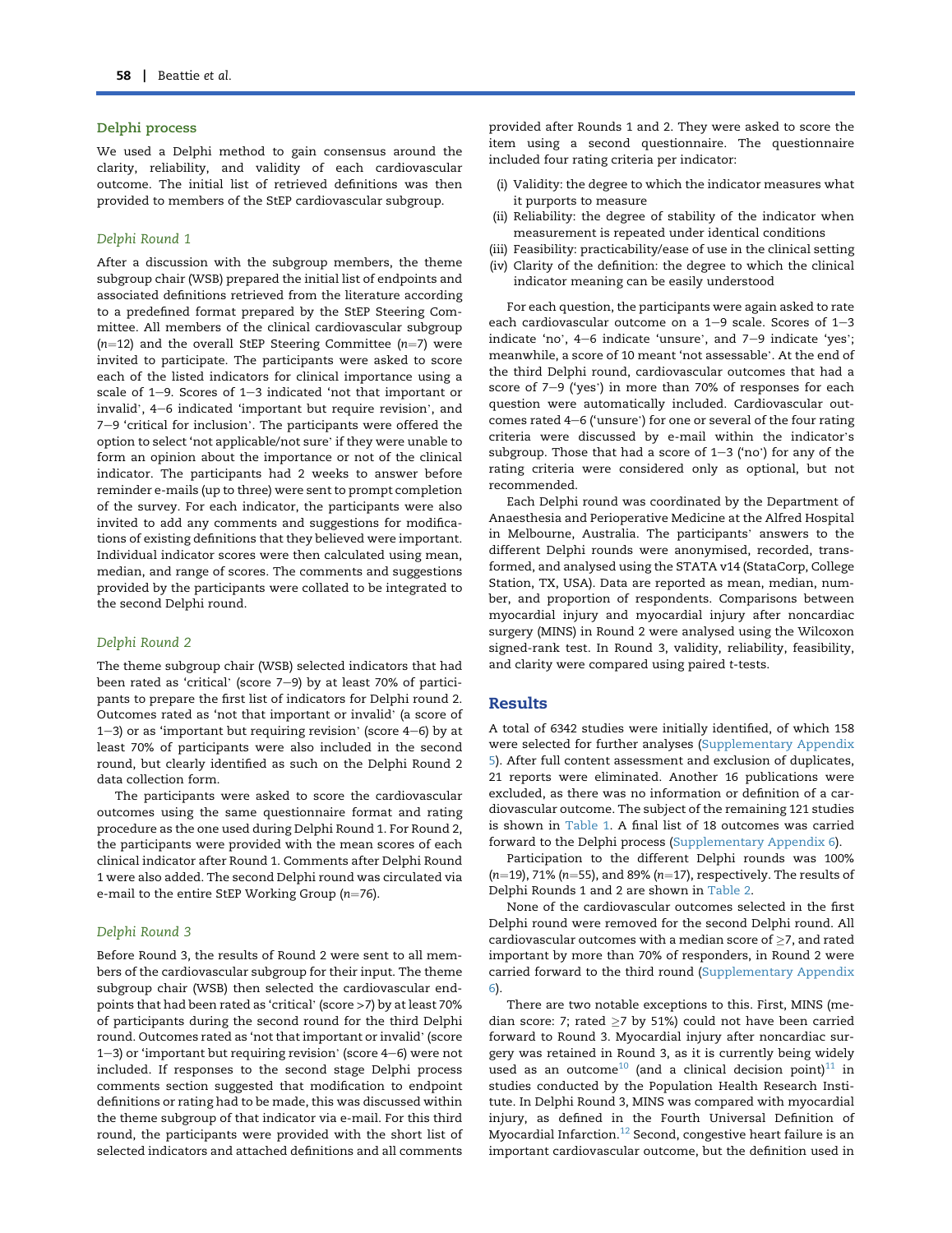## Delphi process

We used a Delphi method to gain consensus around the clarity, reliability, and validity of each cardiovascular outcome. The initial list of retrieved definitions was then provided to members of the StEP cardiovascular subgroup.

### *Delphi Round 1*

After a discussion with the subgroup members, the theme subgroup chair (WSB) prepared the initial list of endpoints and associated definitions retrieved from the literature according to a predefined format prepared by the StEP Steering Committee. All members of the clinical cardiovascular subgroup (n=12) and the overall StEP Steering Committee (n=7) were invited to participate. The participants were asked to score each of the listed indicators for clinical importance using a scale of 1–9. Scores of 1–3 indicated 'not that important or invalid', 4–6 indicated 'important but require revision', and 7–9 'critical for inclusion'. The participants were offered the option to select 'not applicable/not sure' if they were unable to form an opinion about the importance or not of the clinical indicator. The participants had 2 weeks to answer before reminder e-mails (up to three) were sent to prompt completion of the survey. For each indicator, the participants were also invited to add any comments and suggestions for modifications of existing definitions that they believed were important. Individual indicator scores were then calculated using mean, median, and range of scores. The comments and suggestions provided by the participants were collated to be integrated to the second Delphi round.

### *Delphi Round 2*

The theme subgroup chair (WSB) selected indicators that had been rated as 'critical' (score 7–9) by at least 70% of participants to prepare the first list of indicators for Delphi round 2. Outcomes rated as 'not that important or invalid' (a score of 1–3) or as 'important but requiring revision' (score 4–6) by at least 70% of participants were also included in the second round, but clearly identified as such on the Delphi Round 2 data collection form.

The participants were asked to score the cardiovascular outcomes using the same questionnaire format and rating procedure as the one used during Delphi Round 1. For Round 2, the participants were provided with the mean scores of each clinical indicator after Round 1. Comments after Delphi Round 1 were also added. The second Delphi round was circulated via e-mail to the entire StEP Working Group (n=76).

### *Delphi Round 3*

Before Round 3, the results of Round 2 were sent to all members of the cardiovascular subgroup for their input. The theme subgroup chair (WSB) then selected the cardiovascular endpoints that had been rated as 'critical' (score >7) by at least 70% of participants during the second round for the third Delphi round. Outcomes rated as 'not that important or invalid' (score 1–3) or 'important but requiring revision' (score 4–6) were not included. If responses to the second stage Delphi process comments section suggested that modification to endpoint definitions or rating had to be made, this was discussed within the theme subgroup of that indicator via e-mail. For this third round, the participants were provided with the short list of selected indicators and attached definitions and all comments provided after Rounds 1 and 2. They were asked to score the item using a second questionnaire. The questionnaire included four rating criteria per indicator:

- (i) Validity: the degree to which the indicator measures what it purports to measure
- (ii) Reliability: the degree of stability of the indicator when measurement is repeated under identical conditions
- (iii) Feasibility: practicability/ease of use in the clinical setting
- (iv) Clarity of the definition: the degree to which the clinical indicator meaning can be easily understood

For each question, the participants were again asked to rate each cardiovascular outcome on a 1–9 scale. Scores of 1–3 indicate 'no', 4–6 indicate 'unsure', and 7–9 indicate 'yes'; meanwhile, a score of 10 meant 'not assessable'. At the end of the third Delphi round, cardiovascular outcomes that had a score of 7–9 ('yes') in more than 70% of responses for each question were automatically included. Cardiovascular outcomes rated 4–6 ('unsure') for one or several of the four rating criteria were discussed by e-mail within the indicator's subgroup. Those that had a score of 1–3 ('no') for any of the rating criteria were considered only as optional, but not recommended.

Each Delphi round was coordinated by the Department of Anaesthesia and Perioperative Medicine at the Alfred Hospital in Melbourne, Australia. The participants' answers to the different Delphi rounds were anonymised, recorded, transformed, and analysed using the STATA v14 (StataCorp, College Station, TX, USA). Data are reported as mean, median, number, and proportion of respondents. Comparisons between myocardial injury and myocardial injury after noncardiac surgery (MINS) in Round 2 were analysed using the Wilcoxon signed-rank test. In Round 3, validity, reliability, feasibility, and clarity were compared using paired *t*-tests.

## Results

A total of 6342 studies were initially identified, of which 158 were selected for further analyses (Supplementary Appendix 5). After full content assessment and exclusion of duplicates, 21 reports were eliminated. Another 16 publications were excluded, as there was no information or definition of a cardiovascular outcome. The subject of the remaining 121 studies is shown in Table 1. A final list of 18 outcomes was carried forward to the Delphi process (Supplementary Appendix 6).

Participation to the different Delphi rounds was 100% (n=19), 71% (n=55), and 89% (n=17), respectively. The results of Delphi Rounds 1 and 2 are shown in Table 2.

None of the cardiovascular outcomes selected in the first Delphi round were removed for the second Delphi round. All cardiovascular outcomes with a median score of ≥7, and rated important by more than 70% of responders, in Round 2 were carried forward to the third round (Supplementary Appendix 6).

There are two notable exceptions to this. First, MINS (median score: 7; rated ≥7 by 51%) could not have been carried forward to Round 3. Myocardial injury after noncardiac surgery was retained in Round 3, as it is currently being widely used as an outcome[10] (and a clinical decision point)[11] in studies conducted by the Population Health Research Institute. In Delphi Round 3, MINS was compared with myocardial injury, as defined in the Fourth Universal Definition of Myocardial Infarction.[12] Second, congestive heart failure is an important cardiovascular outcome, but the definition used in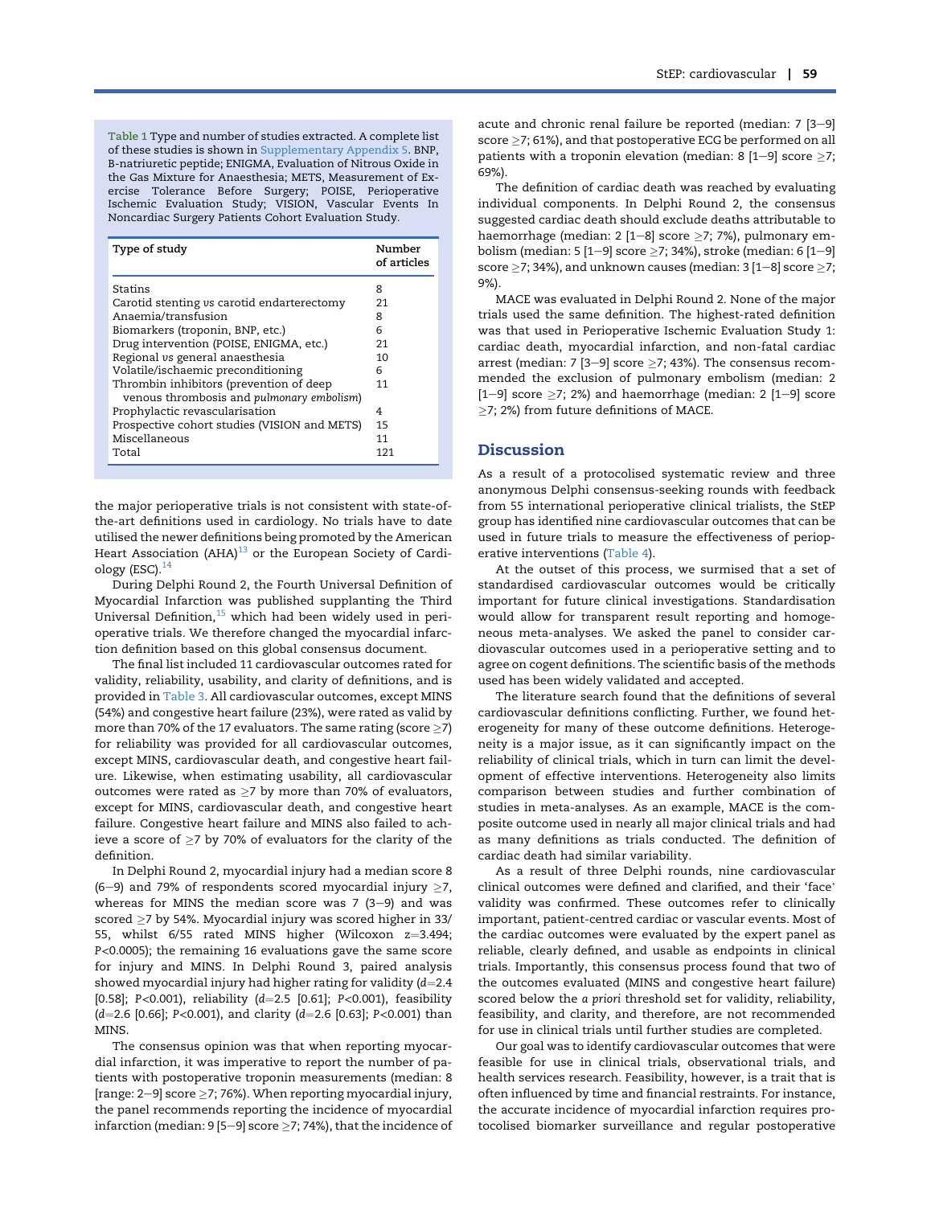Table 1 Type and number of studies extracted. A complete list of these studies is shown in Supplementary Appendix 5. BNP, B-natriuretic peptide; ENIGMA, Evaluation of Nitrous Oxide in the Gas Mixture for Anaesthesia; METS, Measurement of Exercise Tolerance Before Surgery; POISE, Perioperative Ischemic Evaluation Study; VISION, Vascular Events In Noncardiac Surgery Patients Cohort Evaluation Study.

| Type of study | Number of articles |
|---|---|
| Statins | 8 |
| Carotid stenting *vs* carotid endarterectomy | 21 |
| Anaemia/transfusion | 8 |
| Biomarkers (troponin, BNP, etc.) | 6 |
| Drug intervention (POISE, ENIGMA, etc.) | 21 |
| Regional *vs* general anaesthesia | 10 |
| Volatile/ischaemic preconditioning | 6 |
| Thrombin inhibitors (prevention of deep venous thrombosis and *pulmonary embolism*) | 11 |
| Prophylactic revascularisation | 4 |
| Prospective cohort studies (VISION and METS) | 15 |
| Miscellaneous | 11 |
| Total | 121 |

the major perioperative trials is not consistent with state-of-the-art definitions used in cardiology. No trials have to date utilised the newer definitions being promoted by the American Heart Association (AHA)[13] or the European Society of Cardiology (ESC).[14]

During Delphi Round 2, the Fourth Universal Definition of Myocardial Infarction was published supplanting the Third Universal Definition,[15] which had been widely used in perioperative trials. We therefore changed the myocardial infarction definition based on this global consensus document.

The final list included 11 cardiovascular outcomes rated for validity, reliability, usability, and clarity of definitions, and is provided in Table 3. All cardiovascular outcomes, except MINS (54%) and congestive heart failure (23%), were rated as valid by more than 70% of the 17 evaluators. The same rating (score ≥7) for reliability was provided for all cardiovascular outcomes, except MINS, cardiovascular death, and congestive heart failure. Likewise, when estimating usability, all cardiovascular outcomes were rated as ≥7 by more than 70% of evaluators, except for MINS, cardiovascular death, and congestive heart failure. Congestive heart failure and MINS also failed to achieve a score of ≥7 by 70% of evaluators for the clarity of the definition.

In Delphi Round 2, myocardial injury had a median score 8 (6–9) and 79% of respondents scored myocardial injury ≥7, whereas for MINS the median score was 7 (3–9) and was scored ≥7 by 54%. Myocardial injury was scored higher in 33/55, whilst 6/55 rated MINS higher (Wilcoxon $z$=3.494; $P$<0.0005); the remaining 16 evaluations gave the same score for injury and MINS. In Delphi Round 3, paired analysis showed myocardial injury had higher rating for validity ($d$=2.4 [0.58]; $P$<0.001), reliability ($d$=2.5 [0.61]; $P$<0.001), feasibility ($d$=2.6 [0.66]; $P$<0.001), and clarity ($d$=2.6 [0.63]; $P$<0.001) than MINS.

The consensus opinion was that when reporting myocardial infarction, it was imperative to report the number of patients with postoperative troponin measurements (median: 8 [range: 2–9] score ≥7; 76%). When reporting myocardial injury, the panel recommends reporting the incidence of myocardial infarction (median: 9 [5–9] score ≥7; 74%), that the incidence of acute and chronic renal failure be reported (median: 7 [3–9] score ≥7; 61%), and that postoperative ECG be performed on all patients with a troponin elevation (median: 8 [1–9] score ≥7; 69%).

The definition of cardiac death was reached by evaluating individual components. In Delphi Round 2, the consensus suggested cardiac death should exclude deaths attributable to haemorrhage (median: 2 [1–8] score ≥7; 7%), pulmonary embolism (median: 5 [1–9] score ≥7; 34%), stroke (median: 6 [1–9] score ≥7; 34%), and unknown causes (median: 3 [1–8] score ≥7; 9%).

MACE was evaluated in Delphi Round 2. None of the major trials used the same definition. The highest-rated definition was that used in Perioperative Ischemic Evaluation Study 1: cardiac death, myocardial infarction, and non-fatal cardiac arrest (median: 7 [3–9] score ≥7; 43%). The consensus recommended the exclusion of pulmonary embolism (median: 2 [1–9] score ≥7; 2%) and haemorrhage (median: 2 [1–9] score ≥7; 2%) from future definitions of MACE.

## Discussion

As a result of a protocolised systematic review and three anonymous Delphi consensus-seeking rounds with feedback from 55 international perioperative clinical trialists, the StEP group has identified nine cardiovascular outcomes that can be used in future trials to measure the effectiveness of perioperative interventions (Table 4).

At the outset of this process, we surmised that a set of standardised cardiovascular outcomes would be critically important for future clinical investigations. Standardisation would allow for transparent result reporting and homogeneous meta-analyses. We asked the panel to consider cardiovascular outcomes used in a perioperative setting and to agree on cogent definitions. The scientific basis of the methods used has been widely validated and accepted.

The literature search found that the definitions of several cardiovascular definitions conflicting. Further, we found heterogeneity for many of these outcome definitions. Heterogeneity is a major issue, as it can significantly impact on the reliability of clinical trials, which in turn can limit the development of effective interventions. Heterogeneity also limits comparison between studies and further combination of studies in meta-analyses. As an example, MACE is the composite outcome used in nearly all major clinical trials and had as many definitions as trials conducted. The definition of cardiac death had similar variability.

As a result of three Delphi rounds, nine cardiovascular clinical outcomes were defined and clarified, and their 'face' validity was confirmed. These outcomes refer to clinically important, patient-centred cardiac or vascular events. Most of the cardiac outcomes were evaluated by the expert panel as reliable, clearly defined, and usable as endpoints in clinical trials. Importantly, this consensus process found that two of the outcomes evaluated (MINS and congestive heart failure) scored below the *a priori* threshold set for validity, reliability, feasibility, and clarity, and therefore, are not recommended for use in clinical trials until further studies are completed.

Our goal was to identify cardiovascular outcomes that were feasible for use in clinical trials, observational trials, and health services research. Feasibility, however, is a trait that is often influenced by time and financial restraints. For instance, the accurate incidence of myocardial infarction requires protocolised biomarker surveillance and regular postoperative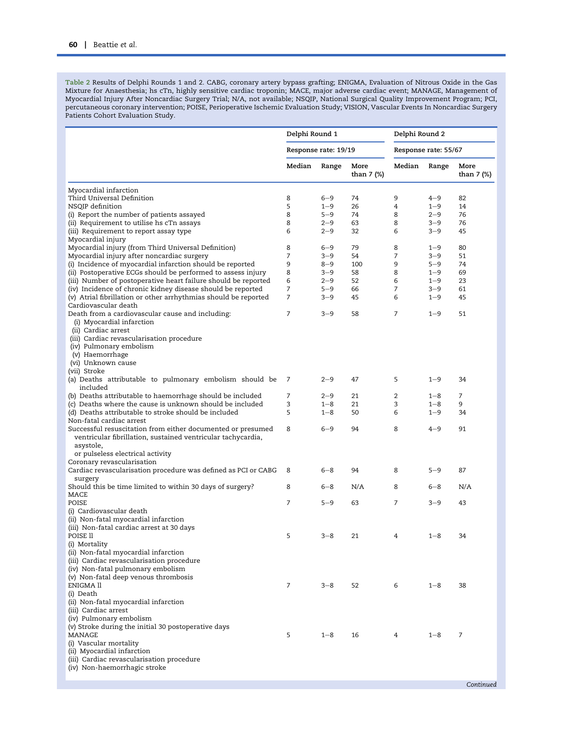Table 2 Results of Delphi Rounds 1 and 2. CABG, coronary artery bypass grafting; ENIGMA, Evaluation of Nitrous Oxide in the Gas Mixture for Anaesthesia; hs cTn, highly sensitive cardiac troponin; MACE, major adverse cardiac event; MANAGE, Management of Myocardial Injury After Noncardiac Surgery Trial; N/A, not available; NSQIP, National Surgical Quality Improvement Program; PCI, percutaneous coronary intervention; POISE, Perioperative Ischemic Evaluation Study; VISION, Vascular Events In Noncardiac Surgery Patients Cohort Evaluation Study.

| | Delphi Round 1 | | | Delphi Round 2 | | |
|---|---|---|---|---|---|---|
| | Response rate: 19/19 | | | Response rate: 55/67 | | |
| | Median | Range | More than 7 (%) | Median | Range | More than 7 (%) |
| Myocardial infarction | | | | | | |
| Third Universal Definition | 8 | 6–9 | 74 | 9 | 4–9 | 82 |
| NSQIP definition | 5 | 1–9 | 26 | 4 | 1–9 | 14 |
| (i) Report the number of patients assayed | 8 | 5–9 | 74 | 8 | 2–9 | 76 |
| (ii) Requirement to utilise hs cTn assays | 8 | 2–9 | 63 | 8 | 3–9 | 76 |
| (iii) Requirement to report assay type | 6 | 2–9 | 32 | 6 | 3–9 | 45 |
| Myocardial injury | | | | | | |
| Myocardial injury (from Third Universal Definition) | 8 | 6–9 | 79 | 8 | 1–9 | 80 |
| Myocardial injury after noncardiac surgery | 7 | 3–9 | 54 | 7 | 3–9 | 51 |
| (i) Incidence of myocardial infarction should be reported | 9 | 8–9 | 100 | 9 | 5–9 | 74 |
| (ii) Postoperative ECGs should be performed to assess injury | 8 | 3–9 | 58 | 8 | 1–9 | 69 |
| (iii) Number of postoperative heart failure should be reported | 6 | 2–9 | 52 | 6 | 1–9 | 23 |
| (iv) Incidence of chronic kidney disease should be reported | 7 | 5–9 | 66 | 7 | 3–9 | 61 |
| (v) Atrial fibrillation or other arrhythmias should be reported | 7 | 3–9 | 45 | 6 | 1–9 | 45 |
| Cardiovascular death | | | | | | |
| Death from a cardiovascular cause and including: (i) Myocardial infarction (ii) Cardiac arrest (iii) Cardiac revascularisation procedure (iv) Pulmonary embolism (v) Haemorrhage (vi) Unknown cause (vii) Stroke | 7 | 3–9 | 58 | 7 | 1–9 | 51 |
| (a) Deaths attributable to pulmonary embolism should be included | 7 | 2–9 | 47 | 5 | 1–9 | 34 |
| (b) Deaths attributable to haemorrhage should be included | 7 | 2–9 | 21 | 2 | 1–8 | 7 |
| (c) Deaths where the cause is unknown should be included | 3 | 1–8 | 21 | 3 | 1–8 | 9 |
| (d) Deaths attributable to stroke should be included | 5 | 1–8 | 50 | 6 | 1–9 | 34 |
| Non-fatal cardiac arrest | | | | | | |
| Successful resuscitation from either documented or presumed ventricular fibrillation, sustained ventricular tachycardia, asystole, or pulseless electrical activity | 8 | 6–9 | 94 | 8 | 4–9 | 91 |
| Coronary revascularisation | | | | | | |
| Cardiac revascularisation procedure was defined as PCI or CABG surgery | 8 | 6–8 | 94 | 8 | 5–9 | 87 |
| Should this be time limited to within 30 days of surgery? | 8 | 6–8 | N/A | 8 | 6–8 | N/A |
| MACE | | | | | | |
| POISE (i) Cardiovascular death (ii) Non-fatal myocardial infarction (iii) Non-fatal cardiac arrest at 30 days | 7 | 5–9 | 63 | 7 | 3–9 | 43 |
| POISE ll (i) Mortality (ii) Non-fatal myocardial infarction (iii) Cardiac revascularisation procedure (iv) Non-fatal pulmonary embolism (v) Non-fatal deep venous thrombosis | 5 | 3–8 | 21 | 4 | 1–8 | 34 |
| ENIGMA ll (i) Death (ii) Non-fatal myocardial infarction (iii) Cardiac arrest (iv) Pulmonary embolism (v) Stroke during the initial 30 postoperative days | 7 | 3–8 | 52 | 6 | 1–8 | 38 |
| MANAGE (i) Vascular mortality (ii) Myocardial infarction (iii) Cardiac revascularisation procedure (iv) Non-haemorrhagic stroke | 5 | 1–8 | 16 | 4 | 1–8 | 7 |

*Continued*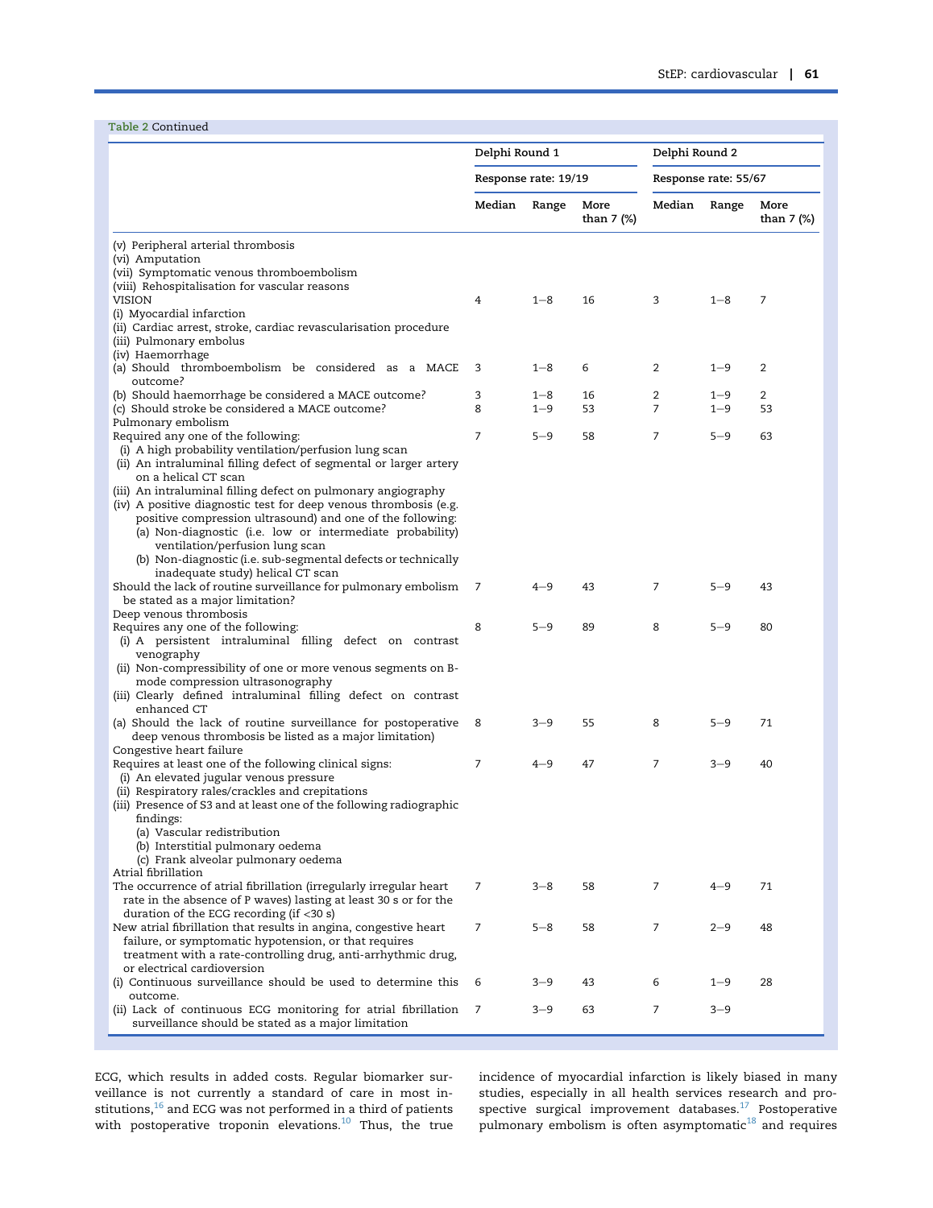Table 2 Continued

| | Delphi Round 1 | | | Delphi Round 2 | | |
|---|---|---|---|---|---|---|
| | Response rate: 19/19 | | | Response rate: 55/67 | | |
| | Median | Range | More than 7 (%) | Median | Range | More than 7 (%) |
| (v) Peripheral arterial thrombosis<br>(vi) Amputation<br>(vii) Symptomatic venous thromboembolism<br>(viii) Rehospitalisation for vascular reasons<br>VISION<br>(i) Myocardial infarction<br>(ii) Cardiac arrest, stroke, cardiac revascularisation procedure<br>(iii) Pulmonary embolus<br>(iv) Haemorrhage | 4 | 1–8 | 16 | 3 | 1–8 | 7 |
| (a) Should thromboembolism be considered as a MACE outcome? | 3 | 1–8 | 6 | 2 | 1–9 | 2 |
| (b) Should haemorrhage be considered a MACE outcome? | 3 | 1–8 | 16 | 2 | 1–9 | 2 |
| (c) Should stroke be considered a MACE outcome? | 8 | 1–9 | 53 | 7 | 1–9 | 53 |
| Pulmonary embolism | | | | | | |
| Required any one of the following:<br>(i) A high probability ventilation/perfusion lung scan<br>(ii) An intraluminal filling defect of segmental or larger artery on a helical CT scan<br>(iii) An intraluminal filling defect on pulmonary angiography<br>(iv) A positive diagnostic test for deep venous thrombosis (e.g. positive compression ultrasound) and one of the following:<br>(a) Non-diagnostic (i.e. low or intermediate probability) ventilation/perfusion lung scan<br>(b) Non-diagnostic (i.e. sub-segmental defects or technically inadequate study) helical CT scan | 7 | 5–9 | 58 | 7 | 5–9 | 63 |
| Should the lack of routine surveillance for pulmonary embolism be stated as a major limitation? | 7 | 4–9 | 43 | 7 | 5–9 | 43 |
| Deep venous thrombosis | | | | | | |
| Requires any one of the following:<br>(i) A persistent intraluminal filling defect on contrast venography<br>(ii) Non-compressibility of one or more venous segments on B-mode compression ultrasonography<br>(iii) Clearly defined intraluminal filling defect on contrast enhanced CT | 8 | 5–9 | 89 | 8 | 5–9 | 80 |
| (a) Should the lack of routine surveillance for postoperative deep venous thrombosis be listed as a major limitation) | 8 | 3–9 | 55 | 8 | 5–9 | 71 |
| Congestive heart failure | | | | | | |
| Requires at least one of the following clinical signs:<br>(i) An elevated jugular venous pressure<br>(ii) Respiratory rales/crackles and crepitations<br>(iii) Presence of S3 and at least one of the following radiographic findings:<br>(a) Vascular redistribution<br>(b) Interstitial pulmonary oedema<br>(c) Frank alveolar pulmonary oedema | 7 | 4–9 | 47 | 7 | 3–9 | 40 |
| Atrial fibrillation | | | | | | |
| The occurrence of atrial fibrillation (irregularly irregular heart rate in the absence of P waves) lasting at least 30 s or for the duration of the ECG recording (if <30 s) | 7 | 3–8 | 58 | 7 | 4–9 | 71 |
| New atrial fibrillation that results in angina, congestive heart failure, or symptomatic hypotension, or that requires treatment with a rate-controlling drug, anti-arrhythmic drug, or electrical cardioversion | 7 | 5–8 | 58 | 7 | 2–9 | 48 |
| (i) Continuous surveillance should be used to determine this outcome. | 6 | 3–9 | 43 | 6 | 1–9 | 28 |
| (ii) Lack of continuous ECG monitoring for atrial fibrillation surveillance should be stated as a major limitation | 7 | 3–9 | 63 | 7 | 3–9 | |

ECG, which results in added costs. Regular biomarker surveillance is not currently a standard of care in most institutions,[16] and ECG was not performed in a third of patients with postoperative troponin elevations.[10] Thus, the true incidence of myocardial infarction is likely biased in many studies, especially in all health services research and prospective surgical improvement databases.[17] Postoperative pulmonary embolism is often asymptomatic[18] and requires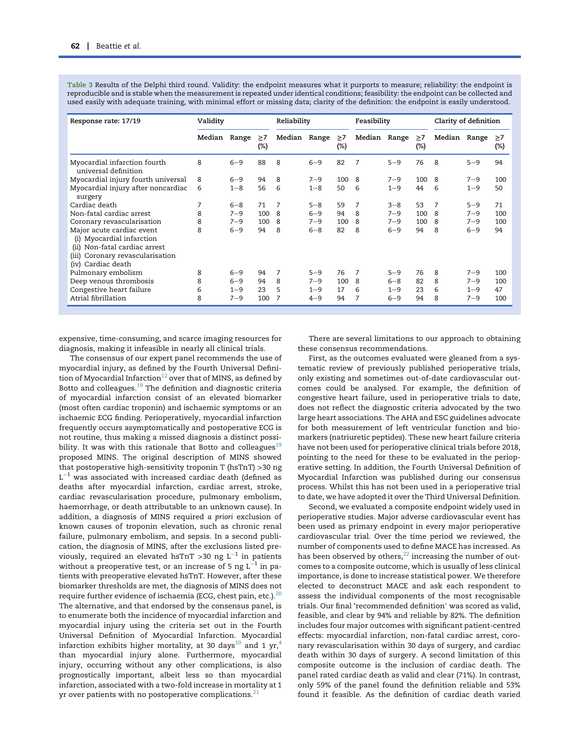Table 3 Results of the Delphi third round. Validity: the endpoint measures what it purports to measure; reliability: the endpoint is reproducible and is stable when the measurement is repeated under identical conditions; feasibility: the endpoint can be collected and used easily with adequate training, with minimal effort or missing data; clarity of the definition: the endpoint is easily understood.

| Response rate: 17/19 | Validity | | | Reliability | | | Feasibility | | | Clarity of definition | | |
|---|---|---|---|---|---|---|---|---|---|---|---|---|
| | Median | Range | ≥7 (%) | Median | Range | ≥7 (%) | Median | Range | ≥7 (%) | Median | Range | ≥7 (%) |
| Myocardial infarction fourth universal definition | 8 | 6–9 | 88 | 8 | 6–9 | 82 | 7 | 5–9 | 76 | 8 | 5–9 | 94 |
| Myocardial injury fourth universal | 8 | 6–9 | 94 | 8 | 7–9 | 100 | 8 | 7–9 | 100 | 8 | 7–9 | 100 |
| Myocardial injury after noncardiac surgery | 6 | 1–8 | 56 | 6 | 1–8 | 50 | 6 | 1–9 | 44 | 6 | 1–9 | 50 |
| Cardiac death | 7 | 6–8 | 71 | 7 | 5–8 | 59 | 7 | 3–8 | 53 | 7 | 5–9 | 71 |
| Non-fatal cardiac arrest | 8 | 7–9 | 100 | 8 | 6–9 | 94 | 8 | 7–9 | 100 | 8 | 7–9 | 100 |
| Coronary revascularisation | 8 | 7–9 | 100 | 8 | 7–9 | 100 | 8 | 7–9 | 100 | 8 | 7–9 | 100 |
| Major acute cardiac event (i) Myocardial infarction (ii) Non-fatal cardiac arrest (iii) Coronary revascularisation (iv) Cardiac death | 8 | 6–9 | 94 | 8 | 6–8 | 82 | 8 | 6–9 | 94 | 8 | 6–9 | 94 |
| Pulmonary embolism | 8 | 6–9 | 94 | 7 | 5–9 | 76 | 7 | 5–9 | 76 | 8 | 7–9 | 100 |
| Deep venous thrombosis | 8 | 6–9 | 94 | 8 | 7–9 | 100 | 8 | 6–8 | 82 | 8 | 7–9 | 100 |
| Congestive heart failure | 6 | 1–9 | 23 | 5 | 1–9 | 17 | 6 | 1–9 | 23 | 6 | 1–9 | 47 |
| Atrial fibrillation | 8 | 7–9 | 100 | 7 | 4–9 | 94 | 7 | 6–9 | 94 | 8 | 7–9 | 100 |

expensive, time-consuming, and scarce imaging resources for diagnosis, making it infeasible in nearly all clinical trials.

The consensus of our expert panel recommends the use of myocardial injury, as defined by the Fourth Universal Definition of Myocardial Infarction[12] over that of MINS, as defined by Botto and colleagues.[19] The definition and diagnostic criteria of myocardial infarction consist of an elevated biomarker (most often cardiac troponin) and ischaemic symptoms or an ischaemic ECG finding. Perioperatively, myocardial infarction frequently occurs asymptomatically and postoperative ECG is not routine, thus making a missed diagnosis a distinct possibility. It was with this rationale that Botto and colleagues[19] proposed MINS. The original description of MINS showed that postoperative high-sensitivity troponin T (hsTnT) >30 ng $L^{-1}$ was associated with increased cardiac death (defined as deaths after myocardial infarction, cardiac arrest, stroke, cardiac revascularisation procedure, pulmonary embolism, haemorrhage, or death attributable to an unknown cause). In addition, a diagnosis of MINS required *a priori* exclusion of known causes of troponin elevation, such as chronic renal failure, pulmonary embolism, and sepsis. In a second publication, the diagnosis of MINS, after the exclusions listed previously, required an elevated hsTnT >30 ng $L^{-1}$ in patients without a preoperative test, or an increase of 5 ng $L^{-1}$ in patients with preoperative elevated hsTnT. However, after these biomarker thresholds are met, the diagnosis of MINS does not require further evidence of ischaemia (ECG, chest pain, etc.).[20] The alternative, and that endorsed by the consensus panel, is to enumerate both the incidence of myocardial infarction and myocardial injury using the criteria set out in the Fourth Universal Definition of Myocardial Infarction. Myocardial infarction exhibits higher mortality, at 30 days[10] and 1 yr,[4] than myocardial injury alone. Furthermore, myocardial injury, occurring without any other complications, is also prognostically important, albeit less so than myocardial infarction, associated with a two-fold increase in mortality at 1 yr over patients with no postoperative complications.[21]

There are several limitations to our approach to obtaining these consensus recommendations.

First, as the outcomes evaluated were gleaned from a systematic review of previously published perioperative trials, only existing and sometimes out-of-date cardiovascular outcomes could be analysed. For example, the definition of congestive heart failure, used in perioperative trials to date, does not reflect the diagnostic criteria advocated by the two large heart associations. The AHA and ESC guidelines advocate for both measurement of left ventricular function and biomarkers (natriuretic peptides). These new heart failure criteria have not been used for perioperative clinical trials before 2018, pointing to the need for these to be evaluated in the perioperative setting. In addition, the Fourth Universal Definition of Myocardial Infarction was published during our consensus process. Whilst this has not been used in a perioperative trial to date, we have adopted it over the Third Universal Definition.

Second, we evaluated a composite endpoint widely used in perioperative studies. Major adverse cardiovascular event has been used as primary endpoint in every major perioperative cardiovascular trial. Over the time period we reviewed, the number of components used to define MACE has increased. As has been observed by others,[22] increasing the number of outcomes to a composite outcome, which is usually of less clinical importance, is done to increase statistical power. We therefore elected to deconstruct MACE and ask each respondent to assess the individual components of the most recognisable trials. Our final 'recommended definition' was scored as valid, feasible, and clear by 94% and reliable by 82%. The definition includes four major outcomes with significant patient-centred effects: myocardial infarction, non-fatal cardiac arrest, coronary revascularisation within 30 days of surgery, and cardiac death within 30 days of surgery. A second limitation of this composite outcome is the inclusion of cardiac death. The panel rated cardiac death as valid and clear (71%). In contrast, only 59% of the panel found the definition reliable and 53% found it feasible. As the definition of cardiac death varied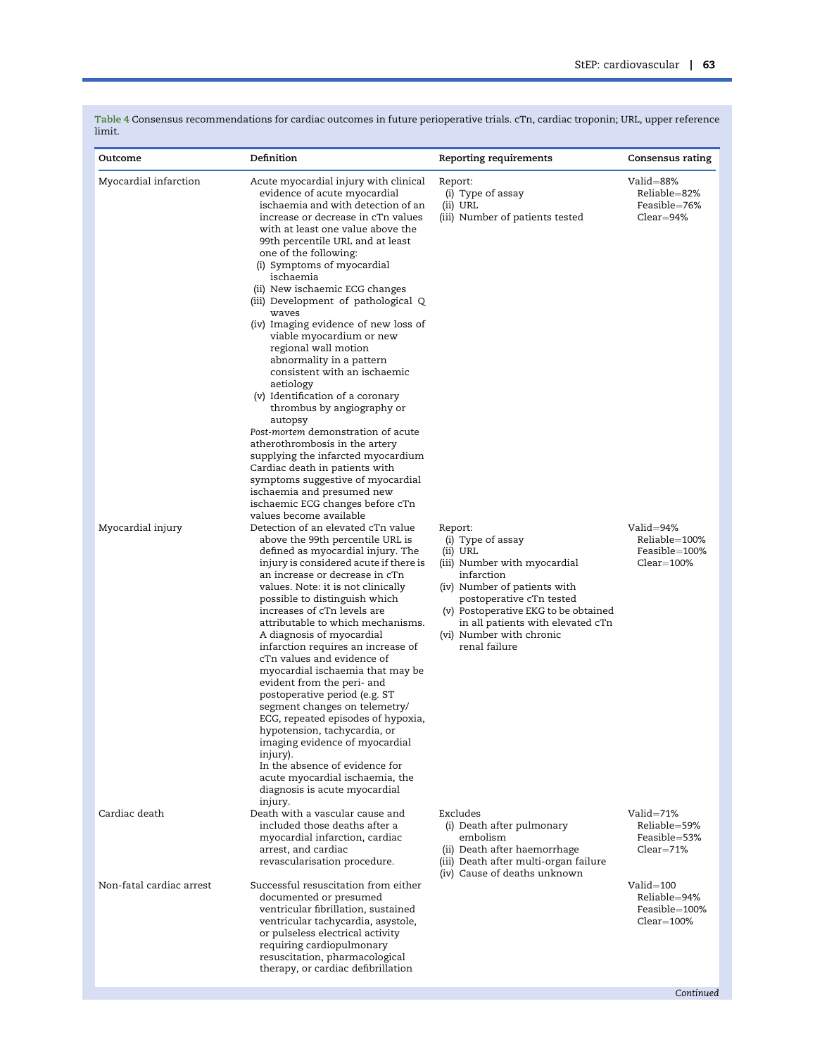**Table 4** Consensus recommendations for cardiac outcomes in future perioperative trials. cTn, cardiac troponin; URL, upper reference limit.

| Outcome | Definition | Reporting requirements | Consensus rating |
|---|---|---|---|
| Myocardial infarction | Acute myocardial injury with clinical evidence of acute myocardial ischaemia and with detection of an increase or decrease in cTn values with at least one value above the 99th percentile URL and at least one of the following:<br>(i) Symptoms of myocardial ischaemia<br>(ii) New ischaemic ECG changes<br>(iii) Development of pathological Q waves<br>(iv) Imaging evidence of new loss of viable myocardium or new regional wall motion abnormality in a pattern consistent with an ischaemic aetiology<br>(v) Identification of a coronary thrombus by angiography or autopsy<br>*Post-mortem* demonstration of acute atherothrombosis in the artery supplying the infarcted myocardium<br>Cardiac death in patients with symptoms suggestive of myocardial ischaemia and presumed new ischaemic ECG changes before cTn values become available | Report:<br>(i) Type of assay<br>(ii) URL<br>(iii) Number of patients tested | Valid=88%<br>Reliable=82%<br>Feasible=76%<br>Clear=94% |
| Myocardial injury | Detection of an elevated cTn value above the 99th percentile URL is defined as myocardial injury. The injury is considered acute if there is an increase or decrease in cTn values. Note: it is not clinically possible to distinguish which increases of cTn levels are attributable to which mechanisms. A diagnosis of myocardial infarction requires an increase of cTn values and evidence of myocardial ischaemia that may be evident from the peri- and postoperative period (e.g. ST segment changes on telemetry/ECG, repeated episodes of hypoxia, hypotension, tachycardia, or imaging evidence of myocardial injury).<br>In the absence of evidence for acute myocardial ischaemia, the diagnosis is acute myocardial injury. | Report:<br>(i) Type of assay<br>(ii) URL<br>(iii) Number with myocardial infarction<br>(iv) Number of patients with postoperative cTn tested<br>(v) Postoperative EKG to be obtained in all patients with elevated cTn<br>(vi) Number with chronic renal failure | Valid=94%<br>Reliable=100%<br>Feasible=100%<br>Clear=100% |
| Cardiac death | Death with a vascular cause and included those deaths after a myocardial infarction, cardiac arrest, and cardiac revascularisation procedure. | Excludes<br>(i) Death after pulmonary embolism<br>(ii) Death after haemorrhage<br>(iii) Death after multi-organ failure<br>(iv) Cause of deaths unknown | Valid=71%<br>Reliable=59%<br>Feasible=53%<br>Clear=71% |
| Non-fatal cardiac arrest | Successful resuscitation from either documented or presumed ventricular fibrillation, sustained ventricular tachycardia, asystole, or pulseless electrical activity requiring cardiopulmonary resuscitation, pharmacological therapy, or cardiac defibrillation | | Valid=100<br>Reliable=94%<br>Feasible=100%<br>Clear=100% |

*Continued*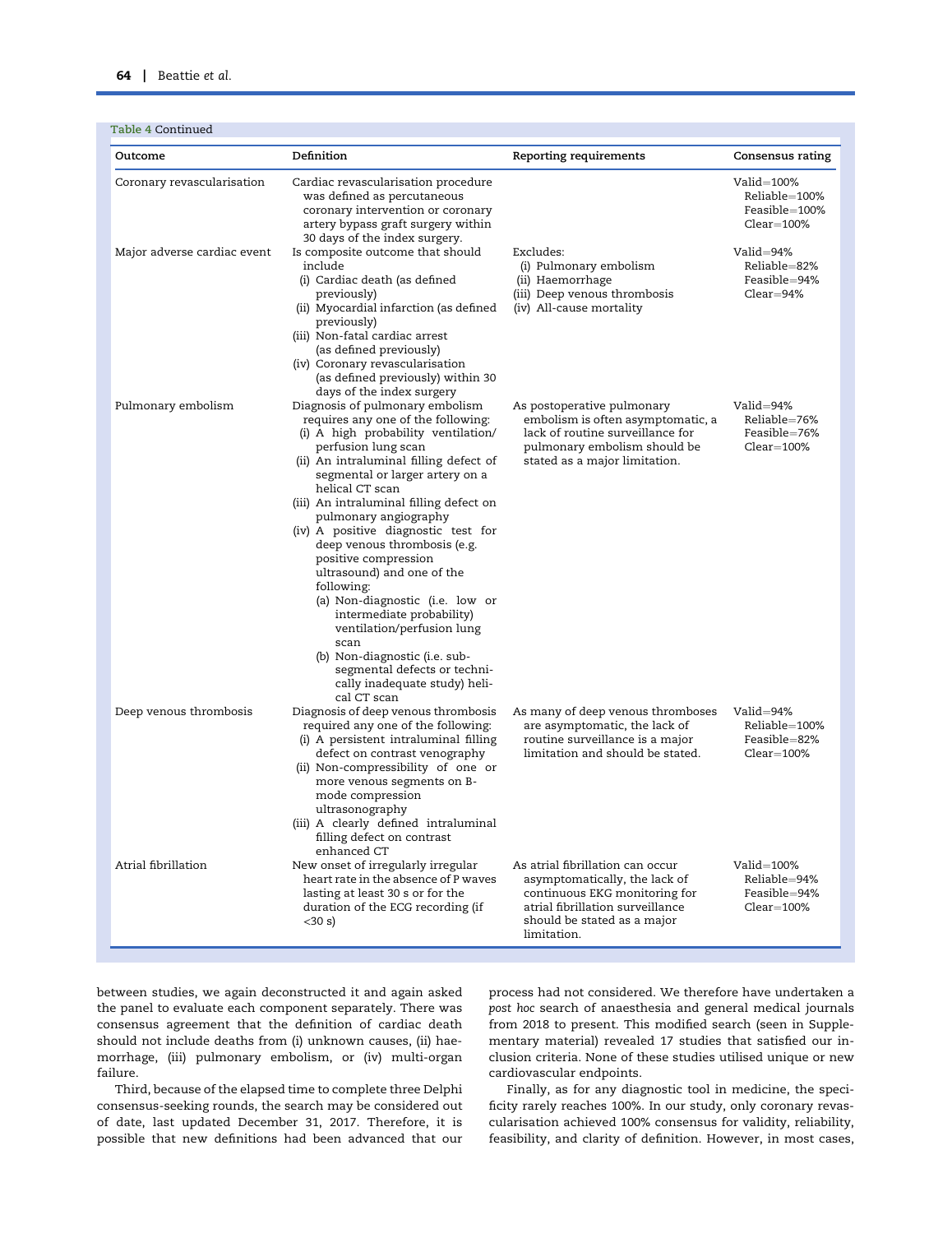Table 4 Continued

| Outcome | Definition | Reporting requirements | Consensus rating |
|---|---|---|---|
| Coronary revascularisation | Cardiac revascularisation procedure was defined as percutaneous coronary intervention or coronary artery bypass graft surgery within 30 days of the index surgery. | | Valid=100%<br>Reliable=100%<br>Feasible=100%<br>Clear=100% |
| Major adverse cardiac event | Is composite outcome that should include<br>(i) Cardiac death (as defined previously)<br>(ii) Myocardial infarction (as defined previously)<br>(iii) Non-fatal cardiac arrest (as defined previously)<br>(iv) Coronary revascularisation (as defined previously) within 30 days of the index surgery | Excludes:<br>(i) Pulmonary embolism<br>(ii) Haemorrhage<br>(iii) Deep venous thrombosis<br>(iv) All-cause mortality | Valid=94%<br>Reliable=82%<br>Feasible=94%<br>Clear=94% |
| Pulmonary embolism | Diagnosis of pulmonary embolism requires any one of the following:<br>(i) A high probability ventilation/perfusion lung scan<br>(ii) An intraluminal filling defect of segmental or larger artery on a helical CT scan<br>(iii) An intraluminal filling defect on pulmonary angiography<br>(iv) A positive diagnostic test for deep venous thrombosis (e.g. positive compression ultrasound) and one of the following:<br>(a) Non-diagnostic (i.e. low or intermediate probability) ventilation/perfusion lung scan<br>(b) Non-diagnostic (i.e. sub-segmental defects or technically inadequate study) helical CT scan | As postoperative pulmonary embolism is often asymptomatic, a lack of routine surveillance for pulmonary embolism should be stated as a major limitation. | Valid=94%<br>Reliable=76%<br>Feasible=76%<br>Clear=100% |
| Deep venous thrombosis | Diagnosis of deep venous thrombosis required any one of the following:<br>(i) A persistent intraluminal filling defect on contrast venography<br>(ii) Non-compressibility of one or more venous segments on B-mode compression ultrasonography<br>(iii) A clearly defined intraluminal filling defect on contrast enhanced CT | As many of deep venous thromboses are asymptomatic, the lack of routine surveillance is a major limitation and should be stated. | Valid=94%<br>Reliable=100%<br>Feasible=82%<br>Clear=100% |
| Atrial fibrillation | New onset of irregularly irregular heart rate in the absence of P waves lasting at least 30 s or for the duration of the ECG recording (if <30 s) | As atrial fibrillation can occur asymptomatically, the lack of continuous EKG monitoring for atrial fibrillation surveillance should be stated as a major limitation. | Valid=100%<br>Reliable=94%<br>Feasible=94%<br>Clear=100% |

between studies, we again deconstructed it and again asked the panel to evaluate each component separately. There was consensus agreement that the definition of cardiac death should not include deaths from (i) unknown causes, (ii) haemorrhage, (iii) pulmonary embolism, or (iv) multi-organ failure.

Third, because of the elapsed time to complete three Delphi consensus-seeking rounds, the search may be considered out of date, last updated December 31, 2017. Therefore, it is possible that new definitions had been advanced that our process had not considered. We therefore have undertaken a *post hoc* search of anaesthesia and general medical journals from 2018 to present. This modified search (seen in Supplementary material) revealed 17 studies that satisfied our inclusion criteria. None of these studies utilised unique or new cardiovascular endpoints.

Finally, as for any diagnostic tool in medicine, the specificity rarely reaches 100%. In our study, only coronary revascularisation achieved 100% consensus for validity, reliability, feasibility, and clarity of definition. However, in most cases,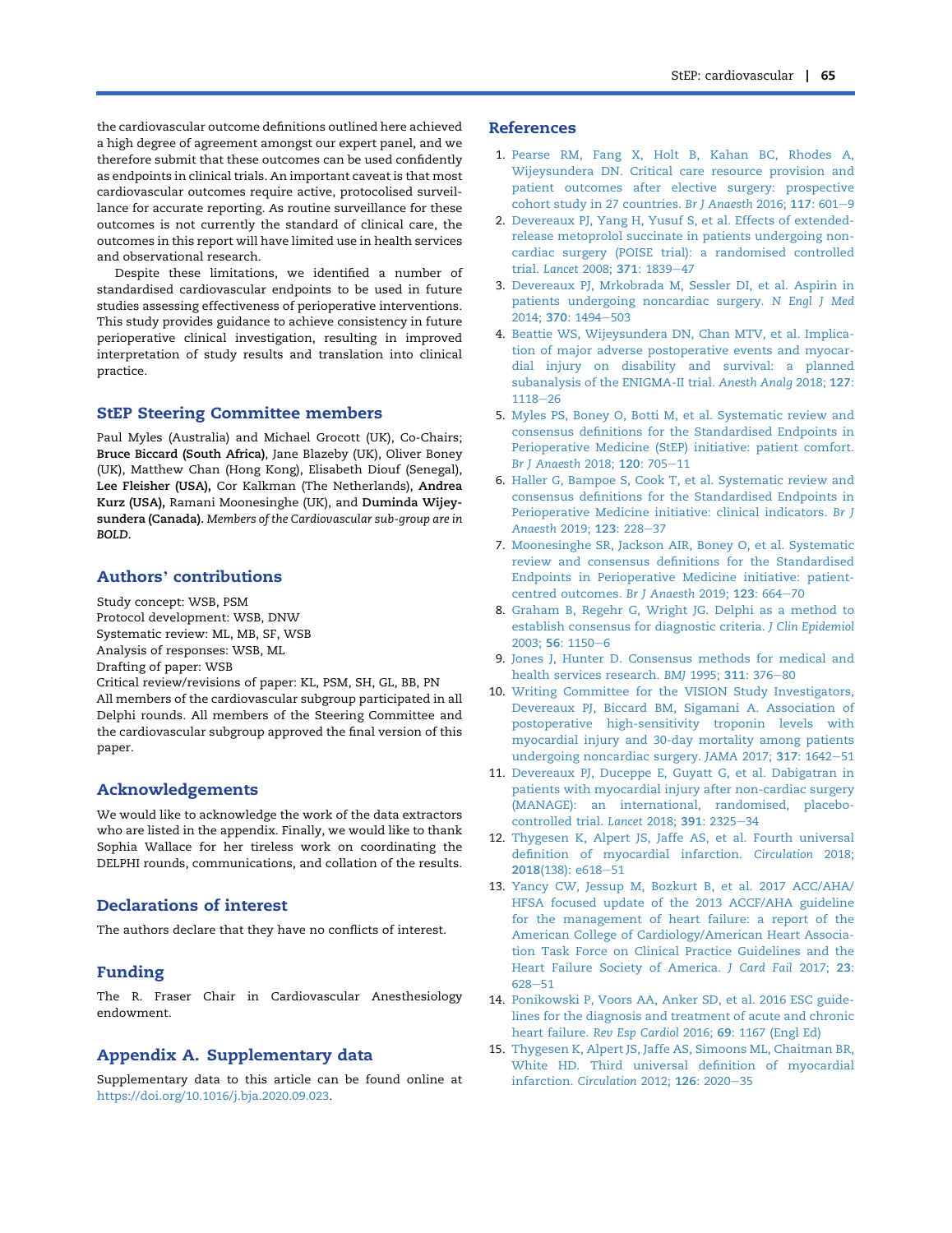the cardiovascular outcome definitions outlined here achieved a high degree of agreement amongst our expert panel, and we therefore submit that these outcomes can be used confidently as endpoints in clinical trials. An important caveat is that most cardiovascular outcomes require active, protocolised surveillance for accurate reporting. As routine surveillance for these outcomes is not currently the standard of clinical care, the outcomes in this report will have limited use in health services and observational research.

Despite these limitations, we identified a number of standardised cardiovascular endpoints to be used in future studies assessing effectiveness of perioperative interventions. This study provides guidance to achieve consistency in future perioperative clinical investigation, resulting in improved interpretation of study results and translation into clinical practice.

## StEP Steering Committee members

Paul Myles (Australia) and Michael Grocott (UK), Co-Chairs; **Bruce Biccard (South Africa)**, Jane Blazeby (UK), Oliver Boney (UK), Matthew Chan (Hong Kong), Elisabeth Diouf (Senegal), **Lee Fleisher (USA),** Cor Kalkman (The Netherlands), **Andrea Kurz (USA),** Ramani Moonesinghe (UK), and **Duminda Wijeysundera (Canada).** *Members of the Cardiovascular sub-group are in BOLD.*

## Authors' contributions

Study concept: WSB, PSM
Protocol development: WSB, DNW
Systematic review: ML, MB, SF, WSB
Analysis of responses: WSB, ML
Drafting of paper: WSB
Critical review/revisions of paper: KL, PSM, SH, GL, BB, PN
All members of the cardiovascular subgroup participated in all Delphi rounds. All members of the Steering Committee and the cardiovascular subgroup approved the final version of this paper.

## Acknowledgements

We would like to acknowledge the work of the data extractors who are listed in the appendix. Finally, we would like to thank Sophia Wallace for her tireless work on coordinating the DELPHI rounds, communications, and collation of the results.

## Declarations of interest

The authors declare that they have no conflicts of interest.

## Funding

The R. Fraser Chair in Cardiovascular Anesthesiology endowment.

## Appendix A. Supplementary data

Supplementary data to this article can be found online at https://doi.org/10.1016/j.bja.2020.09.023.

## References

1. Pearse RM, Fang X, Holt B, Kahan BC, Rhodes A, Wijeysundera DN. Critical care resource provision and patient outcomes after elective surgery: prospective cohort study in 27 countries. *Br J Anaesth* 2016; **117**: 601–9
2. Devereaux PJ, Yang H, Yusuf S, et al. Effects of extended-release metoprolol succinate in patients undergoing non-cardiac surgery (POISE trial): a randomised controlled trial. *Lancet* 2008; **371**: 1839–47
3. Devereaux PJ, Mrkobrada M, Sessler DI, et al. Aspirin in patients undergoing noncardiac surgery. *N Engl J Med* 2014; **370**: 1494–503
4. Beattie WS, Wijeysundera DN, Chan MTV, et al. Implication of major adverse postoperative events and myocardial injury on disability and survival: a planned subanalysis of the ENIGMA-II trial. *Anesth Analg* 2018; **127**: 1118–26
5. Myles PS, Boney O, Botti M, et al. Systematic review and consensus definitions for the Standardised Endpoints in Perioperative Medicine (StEP) initiative: patient comfort. *Br J Anaesth* 2018; **120**: 705–11
6. Haller G, Bampoe S, Cook T, et al. Systematic review and consensus definitions for the Standardised Endpoints in Perioperative Medicine initiative: clinical indicators. *Br J Anaesth* 2019; **123**: 228–37
7. Moonesinghe SR, Jackson AIR, Boney O, et al. Systematic review and consensus definitions for the Standardised Endpoints in Perioperative Medicine initiative: patient-centred outcomes. *Br J Anaesth* 2019; **123**: 664–70
8. Graham B, Regehr G, Wright JG. Delphi as a method to establish consensus for diagnostic criteria. *J Clin Epidemiol* 2003; **56**: 1150–6
9. Jones J, Hunter D. Consensus methods for medical and health services research. *BMJ* 1995; **311**: 376–80
10. Writing Committee for the VISION Study Investigators, Devereaux PJ, Biccard BM, Sigamani A. Association of postoperative high-sensitivity troponin levels with myocardial injury and 30-day mortality among patients undergoing noncardiac surgery. *JAMA* 2017; **317**: 1642–51
11. Devereaux PJ, Duceppe E, Guyatt G, et al. Dabigatran in patients with myocardial injury after non-cardiac surgery (MANAGE): an international, randomised, placebo-controlled trial. *Lancet* 2018; **391**: 2325–34
12. Thygesen K, Alpert JS, Jaffe AS, et al. Fourth universal definition of myocardial infarction. *Circulation* 2018; **2018**(138): e618–51
13. Yancy CW, Jessup M, Bozkurt B, et al. 2017 ACC/AHA/HFSA focused update of the 2013 ACCF/AHA guideline for the management of heart failure: a report of the American College of Cardiology/American Heart Association Task Force on Clinical Practice Guidelines and the Heart Failure Society of America. *J Card Fail* 2017; **23**: 628–51
14. Ponikowski P, Voors AA, Anker SD, et al. 2016 ESC guidelines for the diagnosis and treatment of acute and chronic heart failure. *Rev Esp Cardiol* 2016; **69**: 1167 (Engl Ed)
15. Thygesen K, Alpert JS, Jaffe AS, Simoons ML, Chaitman BR, White HD. Third universal definition of myocardial infarction. *Circulation* 2012; **126**: 2020–35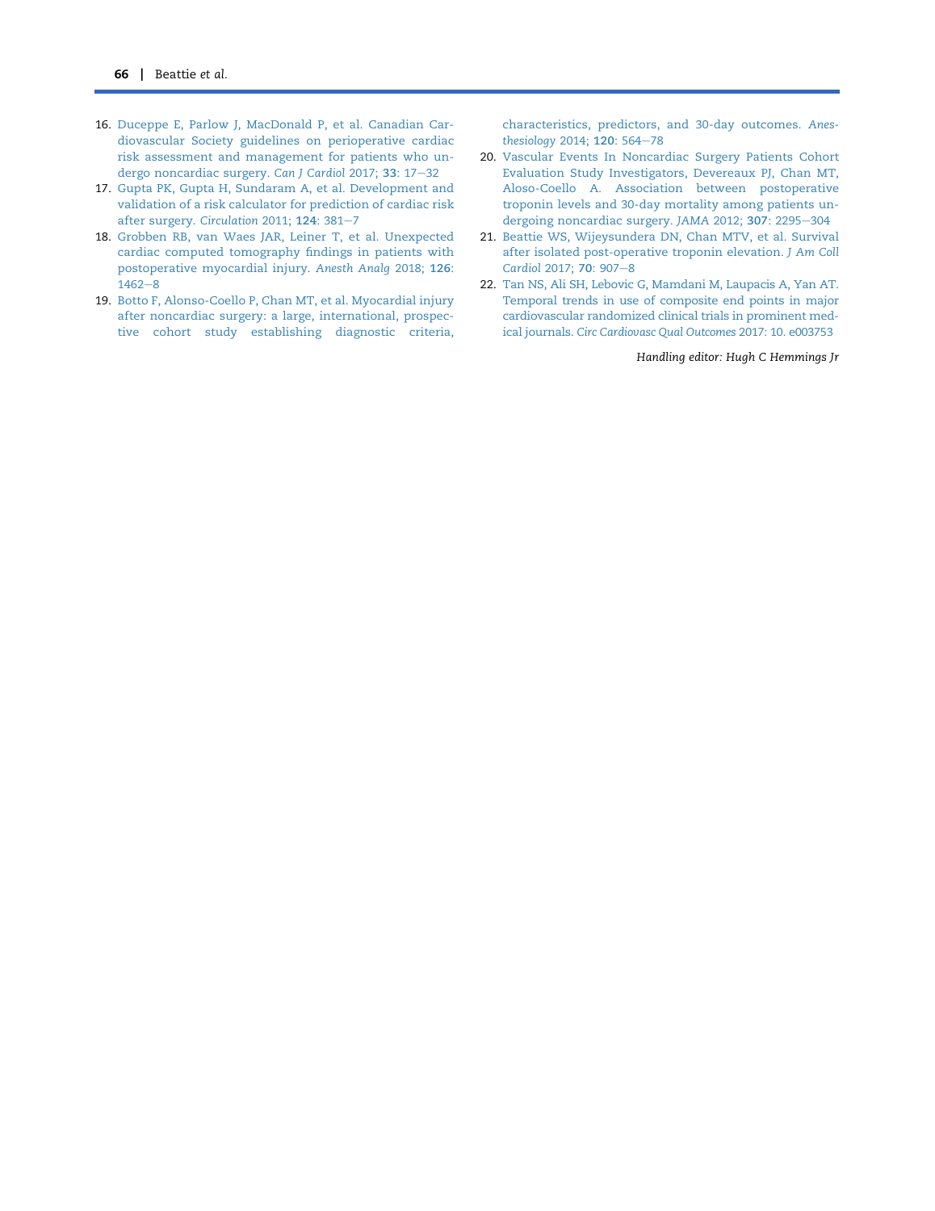16. Duceppe E, Parlow J, MacDonald P, et al. Canadian Cardiovascular Society guidelines on perioperative cardiac risk assessment and management for patients who undergo noncardiac surgery. *Can J Cardiol* 2017; **33**: 17−32
17. Gupta PK, Gupta H, Sundaram A, et al. Development and validation of a risk calculator for prediction of cardiac risk after surgery. *Circulation* 2011; **124**: 381−7
18. Grobben RB, van Waes JAR, Leiner T, et al. Unexpected cardiac computed tomography findings in patients with postoperative myocardial injury. *Anesth Analg* 2018; **126**: 1462−8
19. Botto F, Alonso-Coello P, Chan MT, et al. Myocardial injury after noncardiac surgery: a large, international, prospective cohort study establishing diagnostic criteria, characteristics, predictors, and 30-day outcomes. *Anesthesiology* 2014; **120**: 564−78
20. Vascular Events In Noncardiac Surgery Patients Cohort Evaluation Study Investigators, Devereaux PJ, Chan MT, Aloso-Coello A. Association between postoperative troponin levels and 30-day mortality among patients undergoing noncardiac surgery. *JAMA* 2012; **307**: 2295−304
21. Beattie WS, Wijeysundera DN, Chan MTV, et al. Survival after isolated post-operative troponin elevation. *J Am Coll Cardiol* 2017; **70**: 907−8
22. Tan NS, Ali SH, Lebovic G, Mamdani M, Laupacis A, Yan AT. Temporal trends in use of composite end points in major cardiovascular randomized clinical trials in prominent medical journals. *Circ Cardiovasc Qual Outcomes* 2017: 10. e003753

*Handling editor: Hugh C Hemmings Jr*